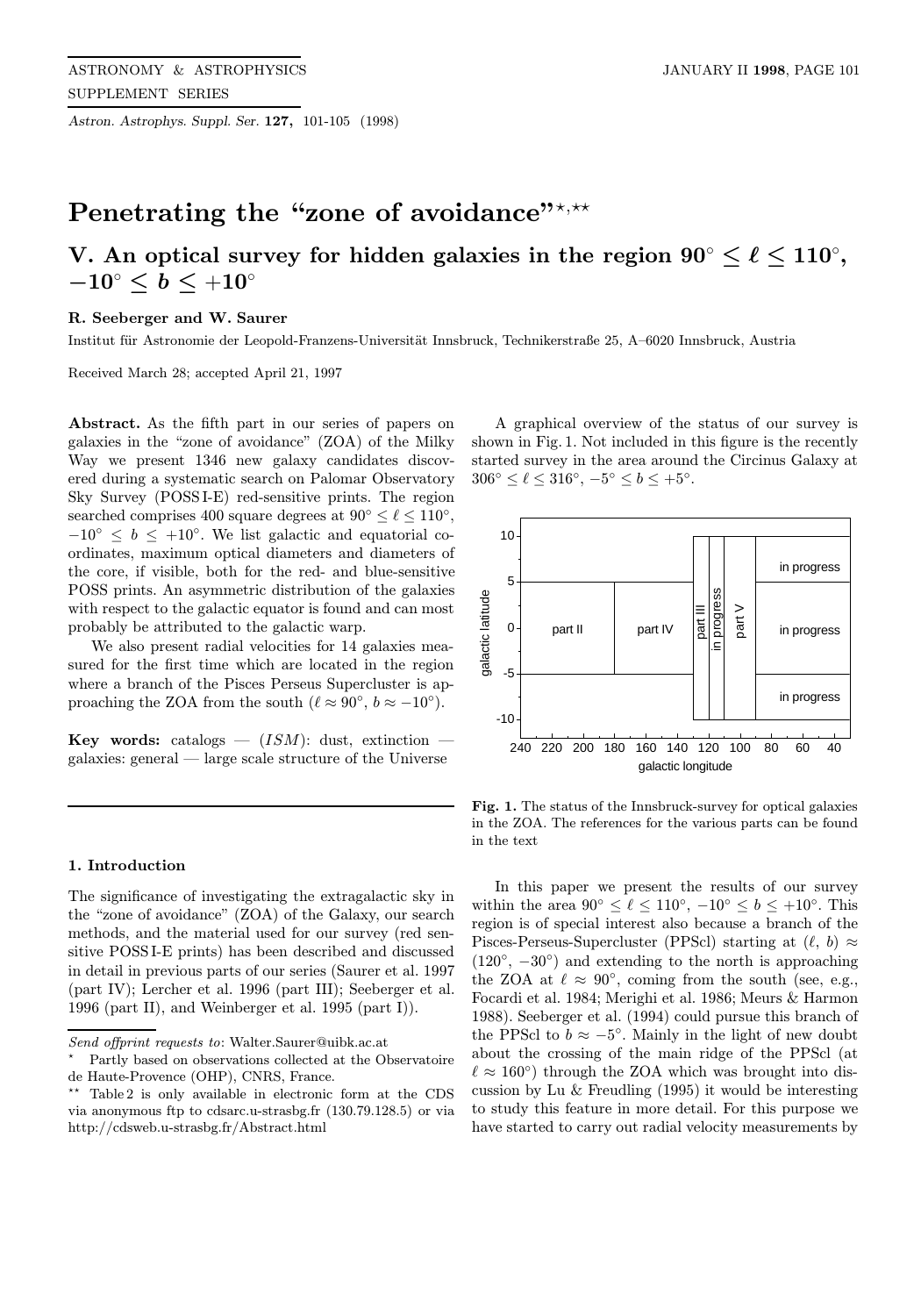# Penetrating the "zone of avoidance"[⋆,⋆⋆]

## V. An optical survey for hidden galaxies in the region $90^\circ \le \ell \le 110^\circ$, $-10^\circ \le b \le +10^\circ$

**R. Seeberger and W. Saurer**

Institut für Astronomie der Leopold-Franzens-Universität Innsbruck, Technikerstraße 25, A–6020 Innsbruck, Austria

Received March 28; accepted April 21, 1997

**Abstract.** As the fifth part in our series of papers on galaxies in the "zone of avoidance" (ZOA) of the Milky Way we present 1346 new galaxy candidates discovered during a systematic search on Palomar Observatory Sky Survey (POSS I-E) red-sensitive prints. The region searched comprises 400 square degrees at $90^\circ \le \ell \le 110^\circ$, $-10^\circ \le b \le +10^\circ$. We list galactic and equatorial coordinates, maximum optical diameters and diameters of the core, if visible, both for the red- and blue-sensitive POSS prints. An asymmetric distribution of the galaxies with respect to the galactic equator is found and can most probably be attributed to the galactic warp.

We also present radial velocities for 14 galaxies measured for the first time which are located in the region where a branch of the Pisces Perseus Supercluster is approaching the ZOA from the south ($\ell \approx 90^\circ$, $b \approx -10^\circ$).

**Key words:** catalogs — ($ISM$): dust, extinction — galaxies: general — large scale structure of the Universe

### 1. Introduction

The significance of investigating the extragalactic sky in the "zone of avoidance" (ZOA) of the Galaxy, our search methods, and the material used for our survey (red sensitive POSS I-E prints) has been described and discussed in detail in previous parts of our series (Saurer et al. 1997 (part IV); Lercher et al. 1996 (part III); Seeberger et al. 1996 (part II), and Weinberger et al. 1995 (part I)).

*Send offprint requests to*: Walter.Saurer@uibk.ac.at

⋆ Partly based on observations collected at the Observatoire de Haute-Provence (OHP), CNRS, France.

⋆⋆ Table 2 is only available in electronic form at the CDS via anonymous ftp to cdsarc.u-strasbg.fr (130.79.128.5) or via http://cdsweb.u-strasbg.fr/Abstract.html

A graphical overview of the status of our survey is shown in Fig. 1. Not included in this figure is the recently started survey in the area around the Circinus Galaxy at $306^\circ \le \ell \le 316^\circ$, $-5^\circ \le b \le +5^\circ$.

**Fig. 1.** The status of the Innsbruck-survey for optical galaxies in the ZOA. The references for the various parts can be found in the text

In this paper we present the results of our survey within the area $90^\circ \le \ell \le 110^\circ$, $-10^\circ \le b \le +10^\circ$. This region is of special interest also because a branch of the Pisces-Perseus-Supercluster (PPScl) starting at $(\ell, b) \approx (120^\circ, -30^\circ)$ and extending to the north is approaching the ZOA at $\ell \approx 90^\circ$, coming from the south (see, e.g., Focardi et al. 1984; Merighi et al. 1986; Meurs & Harmon 1988). Seeberger et al. (1994) could pursue this branch of the PPScl to $b \approx -5^\circ$. Mainly in the light of new doubt about the crossing of the main ridge of the PPScl (at $\ell \approx 160^\circ$) through the ZOA which was brought into discussion by Lu & Freudling (1995) it would be interesting to study this feature in more detail. For this purpose we have started to carry out radial velocity measurements by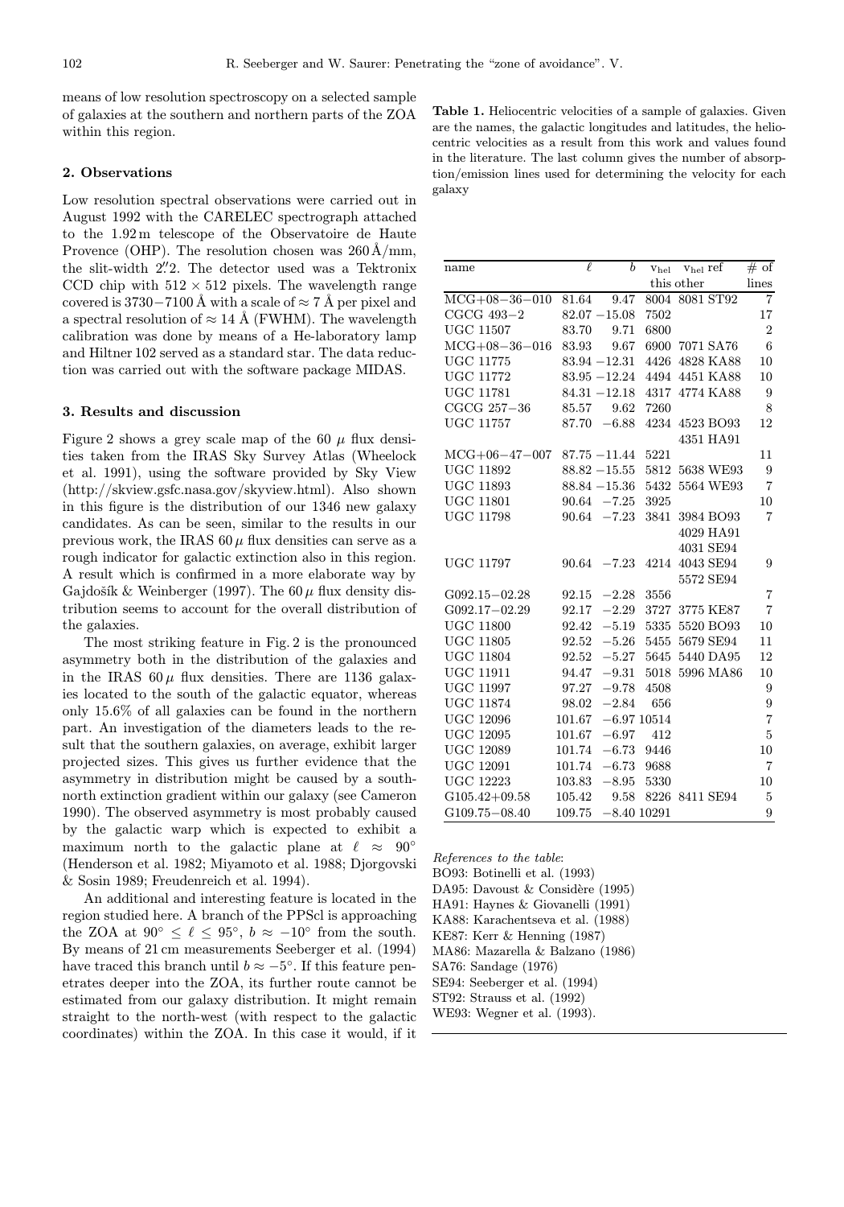means of low resolution spectroscopy on a selected sample of galaxies at the southern and northern parts of the ZOA within this region.

## 2. Observations

Low resolution spectral observations were carried out in August 1992 with the CARELEC spectrograph attached to the 1.92 m telescope of the Observatoire de Haute Provence (OHP). The resolution chosen was 260 Å/mm, the slit-width 2.″2. The detector used was a Tektronix CCD chip with 512 × 512 pixels. The wavelength range covered is 3730−7100 Å with a scale of ≈ 7 Å per pixel and a spectral resolution of ≈ 14 Å (FWHM). The wavelength calibration was done by means of a He-laboratory lamp and Hiltner 102 served as a standard star. The data reduction was carried out with the software package MIDAS.

## 3. Results and discussion

Figure 2 shows a grey scale map of the 60 $\mu$ flux densities taken from the IRAS Sky Survey Atlas (Wheelock et al. 1991), using the software provided by Sky View (http://skview.gsfc.nasa.gov/skyview.html). Also shown in this figure is the distribution of our 1346 new galaxy candidates. As can be seen, similar to the results in our previous work, the IRAS 60 $\mu$ flux densities can serve as a rough indicator for galactic extinction also in this region. A result which is confirmed in a more elaborate way by Gajdošík & Weinberger (1997). The 60 $\mu$ flux density distribution seems to account for the overall distribution of the galaxies.

The most striking feature in Fig. 2 is the pronounced asymmetry both in the distribution of the galaxies and in the IRAS 60 $\mu$ flux densities. There are 1136 galaxies located to the south of the galactic equator, whereas only 15.6% of all galaxies can be found in the northern part. An investigation of the diameters leads to the result that the southern galaxies, on average, exhibit larger projected sizes. This gives us further evidence that the asymmetry in distribution might be caused by a south-north extinction gradient within our galaxy (see Cameron 1990). The observed asymmetry is most probably caused by the galactic warp which is expected to exhibit a maximum north to the galactic plane at $\ell \approx 90°$ (Henderson et al. 1982; Miyamoto et al. 1988; Djorgovski & Sosin 1989; Freudenreich et al. 1994).

An additional and interesting feature is located in the region studied here. A branch of the PPScl is approaching the ZOA at $90° \leq \ell \leq 95°$, $b \approx -10°$ from the south. By means of 21 cm measurements Seeberger et al. (1994) have traced this branch until $b \approx -5°$. If this feature penetrates deeper into the ZOA, its further route cannot be estimated from our galaxy distribution. It might remain straight to the north-west (with respect to the galactic coordinates) within the ZOA. In this case it would, if it

**Table 1.** Heliocentric velocities of a sample of galaxies. Given are the names, the galactic longitudes and latitudes, the heliocentric velocities as a result from this work and values found in the literature. The last column gives the number of absorption/emission lines used for determining the velocity for each galaxy

| name | $\ell$ | $b$ | $v_{hel}$ this | $v_{hel}$ ref other | # of lines |
|---|---|---|---|---|---|
| MCG+08−36−010 | 81.64 | 9.47 | 8004 | 8081 ST92 | 7 |
| CGCG 493−2 | 82.07 | −15.08 | 7502 | | 17 |
| UGC 11507 | 83.70 | 9.71 | 6800 | | 2 |
| MCG+08−36−016 | 83.93 | 9.67 | 6900 | 7071 SA76 | 6 |
| UGC 11775 | 83.94 | −12.31 | 4426 | 4828 KA88 | 10 |
| UGC 11772 | 83.95 | −12.24 | 4494 | 4451 KA88 | 10 |
| UGC 11781 | 84.31 | −12.18 | 4317 | 4774 KA88 | 9 |
| CGCG 257−36 | 85.57 | 9.62 | 7260 | | 8 |
| UGC 11757 | 87.70 | −6.88 | 4234 | 4523 BO93<br>4351 HA91 | 12 |
| MCG+06−47−007 | 87.75 | −11.44 | 5221 | | 11 |
| UGC 11892 | 88.82 | −15.55 | 5812 | 5638 WE93 | 9 |
| UGC 11893 | 88.84 | −15.36 | 5432 | 5564 WE93 | 7 |
| UGC 11801 | 90.64 | −7.25 | 3925 | | 10 |
| UGC 11798 | 90.64 | −7.23 | 3841 | 3984 BO93<br>4029 HA91<br>4031 SE94 | 7 |
| UGC 11797 | 90.64 | −7.23 | 4214 | 4043 SE94<br>5572 SE94 | 9 |
| G092.15−02.28 | 92.15 | −2.28 | 3556 | | 7 |
| G092.17−02.29 | 92.17 | −2.29 | 3727 | 3775 KE87 | 7 |
| UGC 11800 | 92.42 | −5.19 | 5335 | 5520 BO93 | 10 |
| UGC 11805 | 92.52 | −5.26 | 5455 | 5679 SE94 | 11 |
| UGC 11804 | 92.52 | −5.27 | 5645 | 5440 DA95 | 12 |
| UGC 11911 | 94.47 | −9.31 | 5018 | 5996 MA86 | 10 |
| UGC 11997 | 97.27 | −9.78 | 4508 | | 9 |
| UGC 11874 | 98.02 | −2.84 | 656 | | 9 |
| UGC 12096 | 101.67 | −6.97 | 10514 | | 7 |
| UGC 12095 | 101.67 | −6.97 | 412 | | 5 |
| UGC 12089 | 101.74 | −6.73 | 9446 | | 10 |
| UGC 12091 | 101.74 | −6.73 | 9688 | | 7 |
| UGC 12223 | 103.83 | −8.95 | 5330 | | 10 |
| G105.42+09.58 | 105.42 | 9.58 | 8226 | 8411 SE94 | 5 |
| G109.75−08.40 | 109.75 | −8.40 | 10291 | | 9 |

*References to the table*:
BO93: Botinelli et al. (1993)
DA95: Davoust & Considère (1995)
HA91: Haynes & Giovanelli (1991)
KA88: Karachentseva et al. (1988)
KE87: Kerr & Henning (1987)
MA86: Mazarella & Balzano (1986)
SA76: Sandage (1976)
SE94: Seeberger et al. (1994)
ST92: Strauss et al. (1992)
WE93: Wegner et al. (1993).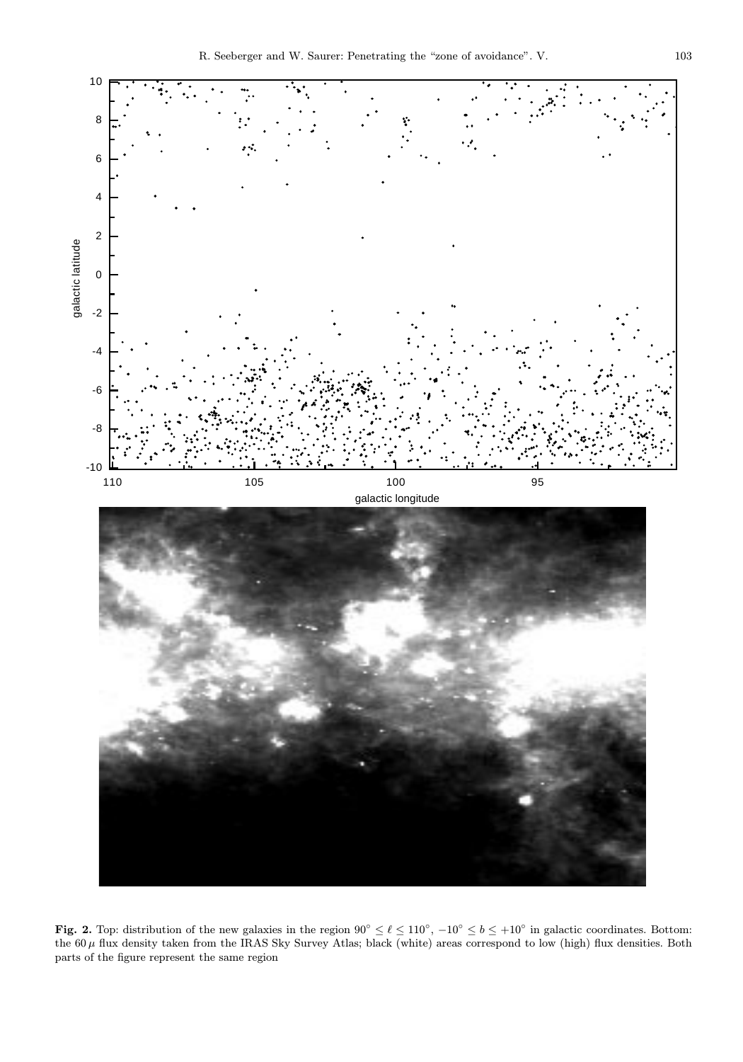**Fig. 2.** Top: distribution of the new galaxies in the region $90^\circ \leq \ell \leq 110^\circ$, $-10^\circ \leq b \leq +10^\circ$ in galactic coordinates. Bottom: the $60\,\mu$ flux density taken from the IRAS Sky Survey Atlas; black (white) areas correspond to low (high) flux densities. Both parts of the figure represent the same region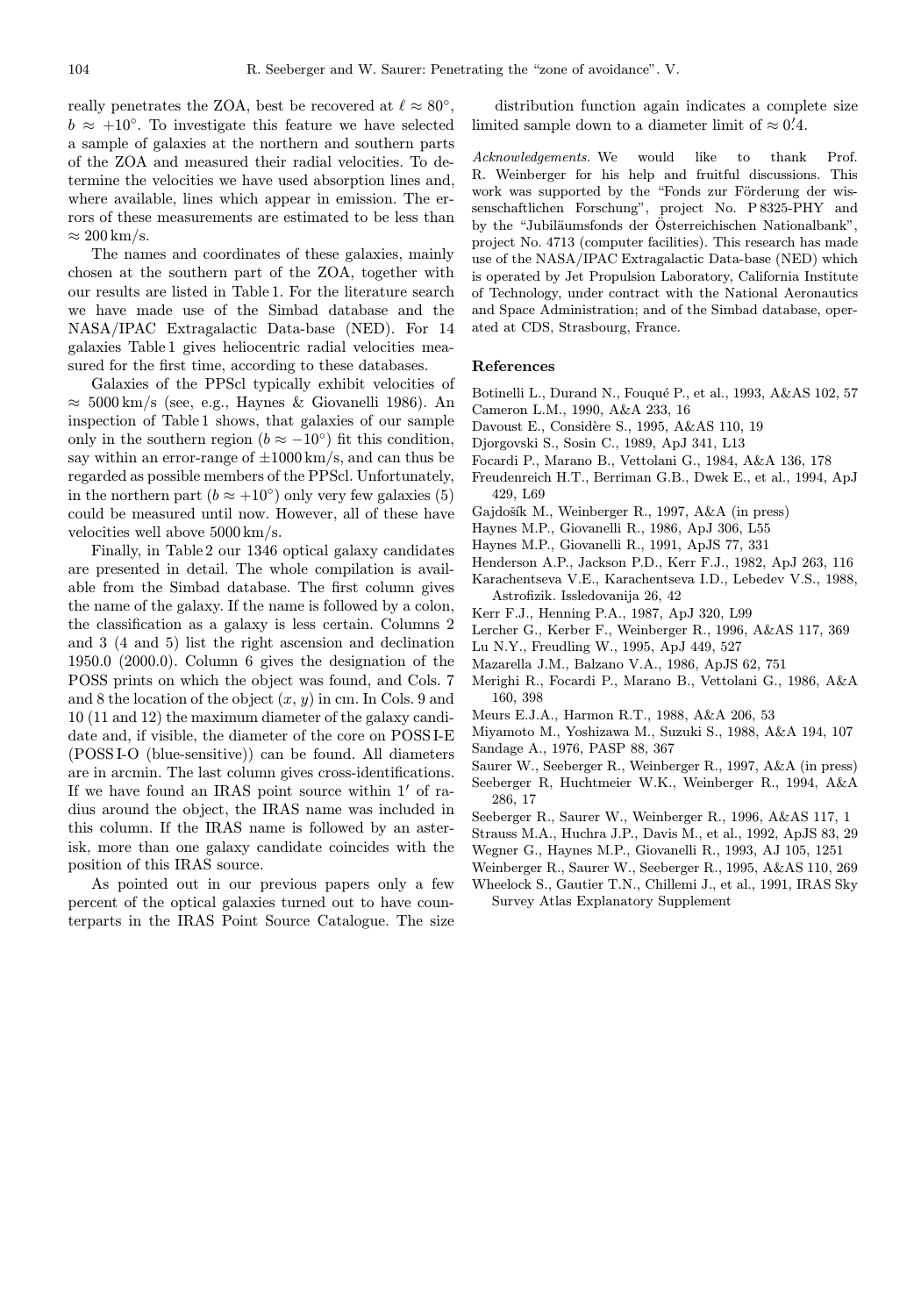really penetrates the ZOA, best be recovered at $\ell \approx 80^\circ$, $b \approx +10^\circ$. To investigate this feature we have selected a sample of galaxies at the northern and southern parts of the ZOA and measured their radial velocities. To determine the velocities we have used absorption lines and, where available, lines which appear in emission. The errors of these measurements are estimated to be less than $\approx 200$ km/s.

The names and coordinates of these galaxies, mainly chosen at the southern part of the ZOA, together with our results are listed in Table 1. For the literature search we have made use of the Simbad database and the NASA/IPAC Extragalactic Data-base (NED). For 14 galaxies Table 1 gives heliocentric radial velocities measured for the first time, according to these databases.

Galaxies of the PPScl typically exhibit velocities of $\approx 5000$ km/s (see, e.g., Haynes & Giovanelli 1986). An inspection of Table 1 shows, that galaxies of our sample only in the southern region ($b \approx -10^\circ$) fit this condition, say within an error-range of $\pm 1000$ km/s, and can thus be regarded as possible members of the PPScl. Unfortunately, in the northern part ($b \approx +10^\circ$) only very few galaxies (5) could be measured until now. However, all of these have velocities well above 5000 km/s.

Finally, in Table 2 our 1346 optical galaxy candidates are presented in detail. The whole compilation is available from the Simbad database. The first column gives the name of the galaxy. If the name is followed by a colon, the classification as a galaxy is less certain. Columns 2 and 3 (4 and 5) list the right ascension and declination 1950.0 (2000.0). Column 6 gives the designation of the POSS prints on which the object was found, and Cols. 7 and 8 the location of the object ($x$, $y$) in cm. In Cols. 9 and 10 (11 and 12) the maximum diameter of the galaxy candidate and, if visible, the diameter of the core on POSS I-E (POSS I-O (blue-sensitive)) can be found. All diameters are in arcmin. The last column gives cross-identifications. If we have found an IRAS point source within $1'$ of radius around the object, the IRAS name was included in this column. If the IRAS name is followed by an asterisk, more than one galaxy candidate coincides with the position of this IRAS source.

As pointed out in our previous papers only a few percent of the optical galaxies turned out to have counterparts in the IRAS Point Source Catalogue. The size distribution function again indicates a complete size limited sample down to a diameter limit of $\approx 0\farcm4$.

*Acknowledgements.* We would like to thank Prof. R. Weinberger for his help and fruitful discussions. This work was supported by the "Fonds zur Förderung der wissenschaftlichen Forschung", project No. P 8325-PHY and by the "Jubiläumsfonds der Österreichischen Nationalbank", project No. 4713 (computer facilities). This research has made use of the NASA/IPAC Extragalactic Data-base (NED) which is operated by Jet Propulsion Laboratory, California Institute of Technology, under contract with the National Aeronautics and Space Administration; and of the Simbad database, operated at CDS, Strasbourg, France.

## References

- Botinelli L., Durand N., Fouqué P., et al., 1993, A&AS 102, 57
- Cameron L.M., 1990, A&A 233, 16
- Davoust E., Considère S., 1995, A&AS 110, 19
- Djorgovski S., Sosin C., 1989, ApJ 341, L13
- Focardi P., Marano B., Vettolani G., 1984, A&A 136, 178
- Freudenreich H.T., Berriman G.B., Dwek E., et al., 1994, ApJ 429, L69
- Gajdošík M., Weinberger R., 1997, A&A (in press)
- Haynes M.P., Giovanelli R., 1986, ApJ 306, L55
- Haynes M.P., Giovanelli R., 1991, ApJS 77, 331
- Henderson A.P., Jackson P.D., Kerr F.J., 1982, ApJ 263, 116
- Karachentseva V.E., Karachentsev I.D., Lebedev V.S., 1988, Astrofizik. Issledovanija 26, 42
- Kerr F.J., Henning P.A., 1987, ApJ 320, L99
- Lercher G., Kerber F., Weinberger R., 1996, A&AS 117, 369
- Lu N.Y., Freudling W., 1995, ApJ 449, 527
- Mazarella J.M., Balzano V.A., 1986, ApJS 62, 751
- Merighi R., Focardi P., Marano B., Vettolani G., 1986, A&A 160, 398
- Meurs E.J.A., Harmon R.T., 1988, A&A 206, 53
- Miyamoto M., Yoshizawa M., Suzuki S., 1988, A&A 194, 107
- Sandage A., 1976, PASP 88, 367
- Saurer W., Seeberger R., Weinberger R., 1997, A&A (in press)
- Seeberger R, Huchtmeier W.K., Weinberger R., 1994, A&A 286, 17
- Seeberger R., Saurer W., Weinberger R., 1996, A&AS 117, 1
- Strauss M.A., Huchra J.P., Davis M., et al., 1992, ApJS 83, 29
- Wegner G., Haynes M.P., Giovanelli R., 1993, AJ 105, 1251
- Weinberger R., Saurer W., Seeberger R., 1995, A&AS 110, 269
- Wheelock S., Gautier T.N., Chillemi J., et al., 1991, IRAS Sky Survey Atlas Explanatory Supplement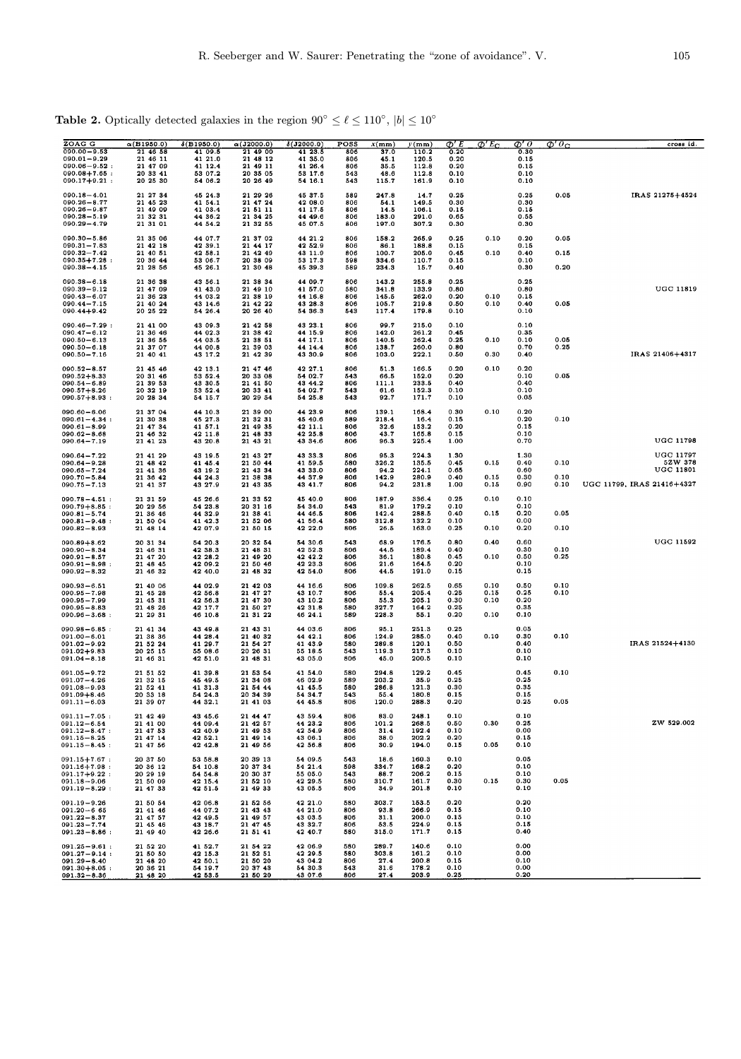**Table 2.** Optically detected galaxies in the region $90^\circ \leq \ell \leq 110^\circ$, $|b| \leq 10^\circ$

| ZOAG G | α(B1950.0) | δ(B1950.0) | α(J2000.0) | δ(J2000.0) | POSS | x(mm) | y(mm) | Φ' E | Φ' E_C | Φ' O | Φ' O_C | cross id. |
|---|---|---|---|---|---|---|---|---|---|---|---|---|
| 090.00−9.53 | 21 46 58 | 41 09.5 | 21 49 00 | 41 23.5 | 806 | 37.0 | 110.2 | 0.20 | | 0.30 | | |
| 090.01−9.29 | 21 46 11 | 41 21.0 | 21 48 12 | 41 35.0 | 806 | 45.1 | 120.5 | 0.20 | | 0.15 | | |
| 090.06−9.52 : | 21 47 09 | 41 12.4 | 21 49 11 | 41 26.4 | 806 | 35.5 | 112.8 | 0.20 | | 0.15 | | |
| 090.08+7.65 : | 20 33 41 | 53 07.2 | 20 35 05 | 53 17.6 | 543 | 48.6 | 112.8 | 0.10 | | 0.10 | | |
| 090.17+9.21 : | 20 25 30 | 54 06.2 | 20 26 49 | 54 16.1 | 543 | 115.7 | 161.9 | 0.10 | | 0.10 | | |
| 090.18−4.01 | 21 27 34 | 45 24.3 | 21 29 26 | 45 37.5 | 589 | 247.8 | 14.7 | 0.25 | | 0.25 | 0.05 | IRAS 21275+4524 |
| 090.26−8.77 | 21 45 23 | 41 54.1 | 21 47 24 | 42 08.0 | 806 | 54.1 | 149.5 | 0.30 | | 0.30 | | |
| 090.26−9.87 | 21 49 09 | 41 03.4 | 21 51 11 | 41 17.5 | 806 | 14.5 | 106.1 | 0.15 | | 0.15 | | |
| 090.28−5.19 | 21 32 31 | 44 36.2 | 21 34 25 | 44 49.6 | 806 | 183.0 | 291.0 | 0.65 | | 0.55 | | |
| 090.29−4.79 | 21 31 01 | 44 54.2 | 21 32 55 | 45 07.5 | 806 | 197.0 | 307.2 | 0.30 | | 0.30 | | |
| 090.30−5.86 | 21 35 06 | 44 07.7 | 21 37 02 | 44 21.2 | 806 | 158.2 | 265.9 | 0.25 | 0.10 | 0.20 | 0.05 | |
| 090.31−7.83 | 21 42 18 | 42 39.1 | 21 44 17 | 42 52.9 | 806 | 86.1 | 188.8 | 0.15 | | 0.15 | | |
| 090.32−7.42 | 21 40 51 | 42 58.1 | 21 42 49 | 43 11.9 | 806 | 100.7 | 205.0 | 0.45 | 0.10 | 0.40 | 0.15 | |
| 090.35+7.28 : | 20 36 44 | 53 06.7 | 20 38 09 | 53 17.3 | 598 | 334.6 | 110.7 | 0.15 | | 0.10 | | |
| 090.38−4.15 | 21 28 56 | 45 26.1 | 21 30 48 | 45 39.3 | 589 | 234.3 | 15.7 | 0.40 | | 0.30 | 0.20 | |
| 090.38−6.18 | 21 36 38 | 43 56.1 | 21 38 34 | 44 09.7 | 806 | 143.2 | 255.8 | 0.25 | | 0.25 | | |
| 090.39−9.12 | 21 47 09 | 41 43.0 | 21 49 10 | 41 57.0 | 580 | 341.8 | 133.9 | 0.80 | | 0.80 | | UGC 11819 |
| 090.43−6.07 | 21 36 23 | 44 03.2 | 21 38 19 | 44 16.8 | 806 | 145.5 | 262.0 | 0.20 | 0.10 | 0.15 | | |
| 090.44−7.15 | 21 40 24 | 43 14.6 | 21 42 22 | 43 28.3 | 806 | 105.7 | 219.8 | 0.50 | 0.10 | 0.40 | 0.05 | |
| 090.44+9.42 | 20 25 22 | 54 26.4 | 20 26 40 | 54 36.3 | 543 | 117.4 | 179.8 | 0.10 | | 0.10 | | |
| 090.46−7.29 : | 21 41 00 | 43 09.3 | 21 42 58 | 43 23.1 | 806 | 99.7 | 215.0 | 0.10 | | 0.10 | | |
| 090.47−6.12 | 21 36 46 | 44 02.3 | 21 38 42 | 44 15.9 | 806 | 142.0 | 261.2 | 0.45 | | 0.35 | | |
| 090.50−6.13 | 21 36 55 | 44 03.5 | 21 38 51 | 44 17.1 | 806 | 140.5 | 262.4 | 0.25 | 0.10 | 0.10 | 0.05 | |
| 090.50−6.18 | 21 37 07 | 44 00.8 | 21 39 03 | 44 14.4 | 806 | 138.7 | 260.0 | 0.80 | | 0.70 | 0.25 | |
| 090.50−7.16 | 21 40 41 | 43 17.2 | 21 42 39 | 43 30.9 | 806 | 103.0 | 222.1 | 0.50 | 0.30 | 0.40 | | IRAS 21406+4317 |
| 090.52−8.57 | 21 45 46 | 42 13.1 | 21 47 46 | 42 27.1 | 806 | 51.3 | 166.5 | 0.20 | 0.10 | 0.20 | | |
| 090.52+8.33 | 20 31 46 | 53 52.4 | 20 33 08 | 54 02.7 | 543 | 66.5 | 152.0 | 0.20 | | 0.10 | 0.05 | |
| 090.54−6.89 | 21 39 53 | 43 30.5 | 21 41 50 | 43 44.2 | 806 | 111.1 | 233.5 | 0.40 | | 0.40 | | |
| 090.57+8.26 | 20 32 19 | 53 52.4 | 20 33 41 | 54 02.7 | 543 | 61.6 | 152.3 | 0.10 | | 0.10 | | |
| 090.57+8.93 : | 20 28 34 | 54 15.7 | 20 29 54 | 54 25.8 | 543 | 92.7 | 171.7 | 0.10 | | 0.05 | | |
| 090.60−6.06 | 21 37 04 | 44 10.3 | 21 39 00 | 44 23.9 | 806 | 139.1 | 168.4 | 0.30 | 0.10 | 0.20 | | |
| 090.61−4.34 : | 21 30 38 | 45 27.3 | 21 32 31 | 45 40.6 | 589 | 218.4 | 16.4 | 0.15 | | 0.20 | 0.10 | |
| 090.61−8.99 | 21 47 34 | 41 57.1 | 21 49 35 | 42 11.1 | 806 | 32.6 | 153.2 | 0.20 | | 0.15 | | |
| 090.62−8.68 | 21 46 32 | 42 11.8 | 21 48 33 | 42 25.8 | 806 | 43.7 | 165.8 | 0.15 | | 0.10 | | |
| 090.64−7.19 | 21 41 23 | 43 20.8 | 21 43 21 | 43 34.6 | 806 | 96.3 | 225.4 | 1.00 | | 0.70 | | UGC 11798 |
| 090.64−7.22 | 21 41 29 | 43 19.5 | 21 43 27 | 43 33.3 | 806 | 95.3 | 224.3 | 1.30 | | 1.30 | | UGC 11797 |
| 090.64−9.28 | 21 48 42 | 41 45.4 | 21 50 44 | 41 59.5 | 580 | 326.2 | 135.5 | 0.45 | 0.15 | 0.40 | 0.10 | 5ZW 378 |
| 090.65−7.24 | 21 41 36 | 43 19.2 | 21 43 34 | 43 33.0 | 806 | 94.2 | 224.1 | 0.65 | | 0.60 | | UGC 11801 |
| 090.70−5.84 | 21 36 42 | 44 24.3 | 21 38 38 | 44 37.9 | 806 | 142.9 | 280.9 | 0.40 | 0.15 | 0.30 | 0.10 | |
| 090.75−7.13 | 21 41 37 | 43 27.9 | 21 43 35 | 43 41.7 | 806 | 94.2 | 231.8 | 1.00 | 0.15 | 0.90 | 0.10 | UGC 11799, IRAS 21416+4327 |
| 090.78−4.51 : | 21 31 59 | 45 26.6 | 21 33 52 | 45 40.0 | 806 | 187.9 | 336.4 | 0.25 | 0.10 | 0.10 | | |
| 090.79+8.85 : | 20 29 56 | 54 23.8 | 20 31 16 | 54 34.0 | 543 | 81.9 | 179.2 | 0.10 | | 0.10 | | |
| 090.81−5.74 | 21 36 46 | 44 32.9 | 21 38 41 | 44 46.5 | 806 | 142.4 | 288.5 | 0.40 | 0.15 | 0.20 | 0.05 | |
| 090.81−9.48 : | 21 50 04 | 41 42.3 | 21 52 06 | 41 56.4 | 580 | 312.8 | 132.2 | 0.10 | | 0.00 | | |
| 090.82−8.93 | 21 48 14 | 42 07.9 | 21 50 15 | 42 22.0 | 806 | 26.5 | 163.0 | 0.25 | 0.10 | 0.20 | 0.10 | |
| 090.89+8.62 | 20 31 34 | 54 20.3 | 20 32 54 | 54 30.6 | 543 | 68.9 | 176.5 | 0.80 | 0.40 | 0.60 | | UGC 11592 |
| 090.90−8.34 | 21 46 31 | 42 38.3 | 21 48 31 | 42 52.3 | 806 | 44.5 | 189.4 | 0.40 | | 0.30 | 0.10 | |
| 090.91−8.57 | 21 47 20 | 42 28.2 | 21 49 20 | 42 42.2 | 806 | 36.1 | 180.8 | 0.45 | 0.10 | 0.50 | 0.25 | |
| 090.91−8.98 : | 21 48 45 | 42 09.2 | 21 50 46 | 42 23.3 | 806 | 21.6 | 164.5 | 0.20 | | 0.10 | | |
| 090.92−8.32 | 21 46 32 | 42 40.0 | 21 48 32 | 42 54.0 | 806 | 44.5 | 191.0 | 0.15 | | 0.15 | | |
| 090.93−6.51 | 21 40 06 | 44 02.9 | 21 42 03 | 44 16.6 | 806 | 109.8 | 262.5 | 0.65 | 0.10 | 0.50 | 0.10 | |
| 090.95−7.98 | 21 45 28 | 42 56.8 | 21 47 27 | 43 10.7 | 806 | 55.4 | 205.4 | 0.25 | 0.15 | 0.25 | 0.10 | |
| 090.95−7.99 | 21 45 31 | 42 56.3 | 21 47 30 | 43 10.2 | 806 | 55.3 | 205.1 | 0.30 | 0.10 | 0.20 | | |
| 090.95−8.83 | 21 48 26 | 42 17.7 | 21 50 27 | 42 31.8 | 580 | 327.7 | 164.2 | 0.25 | | 0.35 | | |
| 090.96−3.68 : | 21 29 31 | 46 10.8 | 21 31 22 | 46 24.1 | 589 | 228.3 | 55.1 | 0.20 | 0.10 | 0.10 | | |
| 090.98−6.85 : | 21 41 34 | 43 49.8 | 21 43 31 | 44 03.6 | 806 | 95.1 | 251.3 | 0.25 | | 0.05 | | |
| 091.00−6.01 | 21 38 36 | 44 28.4 | 21 40 32 | 44 42.1 | 806 | 124.9 | 285.0 | 0.40 | 0.10 | 0.30 | 0.10 | |
| 091.02−9.92 | 21 52 24 | 41 29.7 | 21 54 27 | 41 43.9 | 580 | 289.8 | 120.1 | 0.50 | | 0.40 | | IRAS 21524+4130 |
| 091.02+9.83 | 20 25 15 | 55 08.6 | 20 26 31 | 55 18.5 | 543 | 119.3 | 217.3 | 0.10 | | 0.10 | | |
| 091.04−8.18 | 21 46 31 | 42 51.0 | 21 48 31 | 43 05.0 | 806 | 45.0 | 200.5 | 0.10 | | 0.10 | | |
| 091.05−9.72 | 21 51 52 | 41 39.8 | 21 53 54 | 41 54.0 | 580 | 294.8 | 129.2 | 0.45 | | 0.45 | 0.10 | |
| 091.07−4.26 | 21 32 15 | 45 49.5 | 21 34 08 | 46 02.9 | 589 | 203.2 | 35.9 | 0.25 | | 0.25 | | |
| 091.08−9.93 | 21 52 41 | 41 31.3 | 21 54 44 | 41 45.5 | 580 | 286.8 | 121.3 | 0.30 | | 0.35 | | |
| 091.09+8.46 | 20 33 18 | 54 24.3 | 20 34 39 | 54 34.7 | 543 | 55.4 | 180.8 | 0.15 | | 0.15 | | |
| 091.11−6.03 | 21 39 07 | 44 32.1 | 21 41 03 | 44 45.8 | 806 | 120.0 | 288.3 | 0.20 | | 0.25 | 0.05 | |
| 091.11−7.05 : | 21 42 49 | 43 45.6 | 21 44 47 | 43 59.4 | 806 | 83.0 | 248.1 | 0.10 | | 0.10 | | |
| 091.12−6.54 | 21 41 00 | 44 09.4 | 21 42 57 | 44 23.2 | 806 | 101.2 | 268.5 | 0.50 | 0.30 | 0.25 | | ZW 529.002 |
| 091.12−8.47 : | 21 47 53 | 42 40.9 | 21 49 53 | 42 54.9 | 806 | 31.4 | 192.4 | 0.10 | | 0.00 | | |
| 091.15−8.25 | 21 47 14 | 42 52.1 | 21 49 14 | 43 06.1 | 806 | 38.0 | 202.2 | 0.20 | | 0.15 | | |
| 091.15−8.45 : | 21 47 56 | 42 42.8 | 21 49 56 | 42 56.8 | 806 | 30.9 | 194.0 | 0.15 | 0.05 | 0.10 | | |
| 091.15+7.67 : | 20 37 50 | 53 58.8 | 20 39 13 | 54 09.5 | 543 | 18.6 | 160.3 | 0.10 | | 0.05 | | |
| 091.16+7.98 : | 20 36 12 | 54 10.8 | 20 37 34 | 54 21.4 | 598 | 334.7 | 168.2 | 0.20 | | 0.10 | | |
| 091.17+9.22 : | 20 29 19 | 54 54.8 | 20 30 37 | 55 05.0 | 543 | 88.7 | 206.2 | 0.15 | | 0.10 | | |
| 091.18−9.06 | 21 50 09 | 42 15.4 | 21 52 10 | 42 29.5 | 580 | 310.7 | 161.7 | 0.30 | 0.15 | 0.30 | 0.05 | |
| 091.19−8.29 : | 21 47 33 | 42 51.5 | 21 49 33 | 43 05.5 | 806 | 34.9 | 201.8 | 0.10 | | 0.10 | | |
| 091.19−9.26 | 21 50 54 | 42 06.8 | 21 52 56 | 42 21.0 | 580 | 303.7 | 153.5 | 0.20 | | 0.20 | | |
| 091.20−6.65 | 21 41 46 | 44 07.2 | 21 43 43 | 44 21.0 | 806 | 93.8 | 266.9 | 0.15 | | 0.10 | | |
| 091.22−8.37 | 21 47 57 | 42 49.5 | 21 49 57 | 43 03.5 | 806 | 31.1 | 200.0 | 0.15 | | 0.15 | | |
| 091.23−7.74 | 21 45 46 | 43 18.7 | 21 47 45 | 43 32.7 | 806 | 53.5 | 224.9 | 0.15 | | 0.15 | | |
| 091.23−8.86 : | 21 49 40 | 42 26.6 | 21 51 41 | 42 40.7 | 580 | 315.0 | 171.7 | 0.15 | | 0.40 | | |
| 091.25−9.61 : | 21 52 20 | 41 52.7 | 21 54 22 | 42 06.9 | 580 | 289.7 | 140.6 | 0.10 | | 0.00 | | |
| 091.27−9.14 : | 21 50 50 | 42 15.3 | 21 52 51 | 42 29.5 | 580 | 303.8 | 161.2 | 0.10 | | 0.00 | | |
| 091.29−8.40 | 21 48 20 | 42 50.1 | 21 50 20 | 43 04.2 | 806 | 27.4 | 200.8 | 0.15 | | 0.10 | | |
| 091.30+8.05 : | 20 36 21 | 54 19.7 | 20 37 43 | 54 30.3 | 543 | 31.6 | 178.2 | 0.10 | | 0.00 | | |
| 091.32−8.36 | 21 48 20 | 42 53.5 | 21 50 20 | 43 07.6 | 806 | 27.4 | 203.9 | 0.25 | | 0.20 | | |